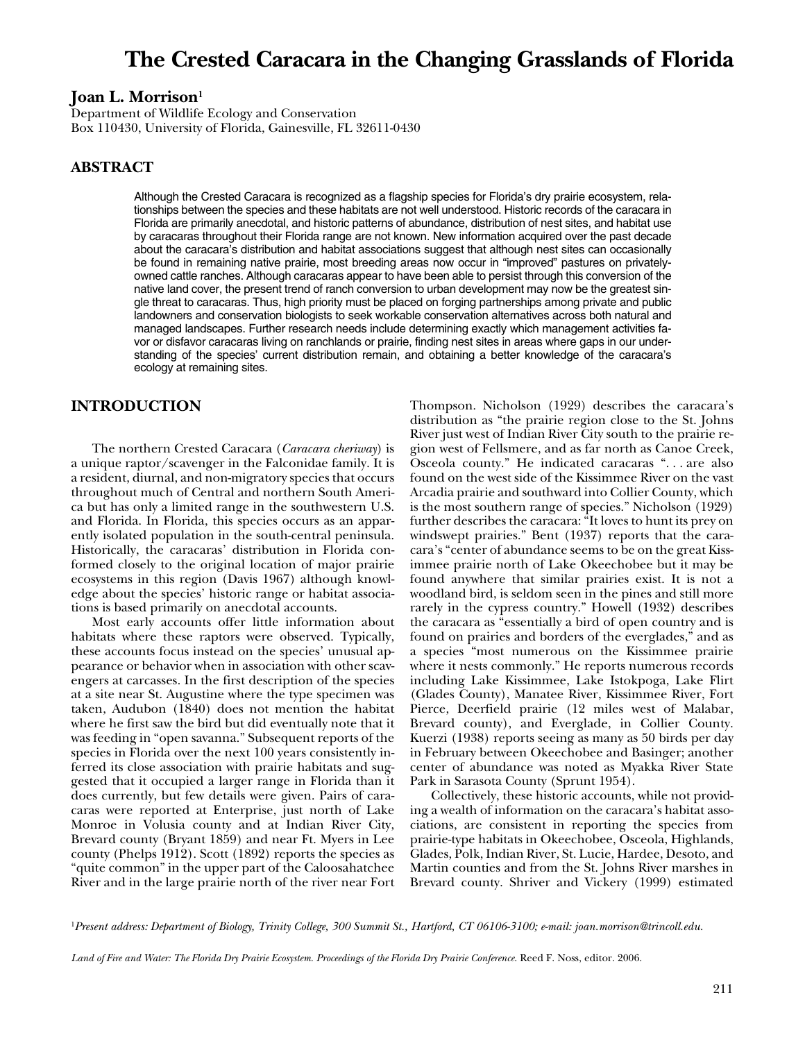# The Crested Caracara in the Changing Grasslands of Florida

**Joan L. Morrison**[1]

Department of Wildlife Ecology and Conservation
Box 110430, University of Florida, Gainesville, FL 32611-0430

## ABSTRACT

Although the Crested Caracara is recognized as a flagship species for Florida's dry prairie ecosystem, relationships between the species and these habitats are not well understood. Historic records of the caracara in Florida are primarily anecdotal, and historic patterns of abundance, distribution of nest sites, and habitat use by caracaras throughout their Florida range are not known. New information acquired over the past decade about the caracara's distribution and habitat associations suggest that although nest sites can occasionally be found in remaining native prairie, most breeding areas now occur in "improved" pastures on privately-owned cattle ranches. Although caracaras appear to have been able to persist through this conversion of the native land cover, the present trend of ranch conversion to urban development may now be the greatest single threat to caracaras. Thus, high priority must be placed on forging partnerships among private and public landowners and conservation biologists to seek workable conservation alternatives across both natural and managed landscapes. Further research needs include determining exactly which management activities favor or disfavor caracaras living on ranchlands or prairie, finding nest sites in areas where gaps in our understanding of the species' current distribution remain, and obtaining a better knowledge of the caracara's ecology at remaining sites.

## INTRODUCTION

The northern Crested Caracara (*Caracara cheriway*) is a unique raptor/scavenger in the Falconidae family. It is a resident, diurnal, and non-migratory species that occurs throughout much of Central and northern South America but has only a limited range in the southwestern U.S. and Florida. In Florida, this species occurs as an apparently isolated population in the south-central peninsula. Historically, the caracaras' distribution in Florida conformed closely to the original location of major prairie ecosystems in this region (Davis 1967) although knowledge about the species' historic range or habitat associations is based primarily on anecdotal accounts.

Most early accounts offer little information about habitats where these raptors were observed. Typically, these accounts focus instead on the species' unusual appearance or behavior when in association with other scavengers at carcasses. In the first description of the species at a site near St. Augustine where the type specimen was taken, Audubon (1840) does not mention the habitat where he first saw the bird but did eventually note that it was feeding in "open savanna." Subsequent reports of the species in Florida over the next 100 years consistently inferred its close association with prairie habitats and suggested that it occupied a larger range in Florida than it does currently, but few details were given. Pairs of caracaras were reported at Enterprise, just north of Lake Monroe in Volusia county and at Indian River City, Brevard county (Bryant 1859) and near Ft. Myers in Lee county (Phelps 1912). Scott (1892) reports the species as "quite common" in the upper part of the Caloosahatchee River and in the large prairie north of the river near Fort Thompson. Nicholson (1929) describes the caracara's distribution as "the prairie region close to the St. Johns River just west of Indian River City south to the prairie region west of Fellsmere, and as far north as Canoe Creek, Osceola county." He indicated caracaras ". . . are also found on the west side of the Kissimmee River on the vast Arcadia prairie and southward into Collier County, which is the most southern range of species." Nicholson (1929) further describes the caracara: "It loves to hunt its prey on windswept prairies." Bent (1937) reports that the caracara's "center of abundance seems to be on the great Kissimmee prairie north of Lake Okeechobee but it may be found anywhere that similar prairies exist. It is not a woodland bird, is seldom seen in the pines and still more rarely in the cypress country." Howell (1932) describes the caracara as "essentially a bird of open country and is found on prairies and borders of the everglades," and as a species "most numerous on the Kissimmee prairie where it nests commonly." He reports numerous records including Lake Kissimmee, Lake Istokpoga, Lake Flirt (Glades County), Manatee River, Kissimmee River, Fort Pierce, Deerfield prairie (12 miles west of Malabar, Brevard county), and Everglade, in Collier County. Kuerzi (1938) reports seeing as many as 50 birds per day in February between Okeechobee and Basinger; another center of abundance was noted as Myakka River State Park in Sarasota County (Sprunt 1954).

Collectively, these historic accounts, while not providing a wealth of information on the caracara's habitat associations, are consistent in reporting the species from prairie-type habitats in Okeechobee, Osceola, Highlands, Glades, Polk, Indian River, St. Lucie, Hardee, Desoto, and Martin counties and from the St. Johns River marshes in Brevard county. Shriver and Vickery (1999) estimated

[1]*Present address: Department of Biology, Trinity College, 300 Summit St., Hartford, CT 06106-3100; e-mail: joan.morrison@trincoll.edu.*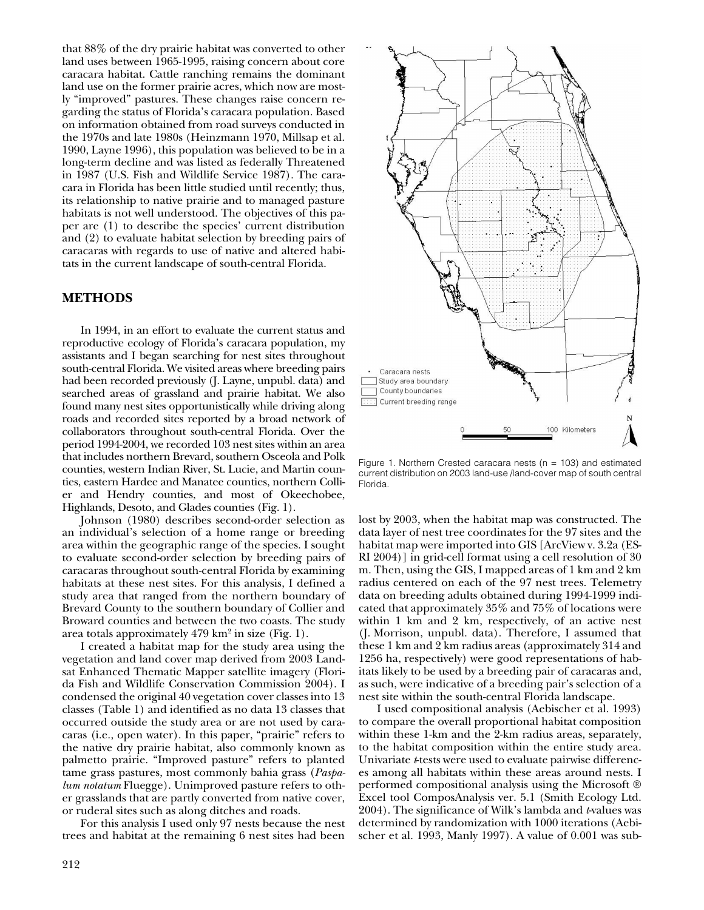that 88% of the dry prairie habitat was converted to other land uses between 1965-1995, raising concern about core caracara habitat. Cattle ranching remains the dominant land use on the former prairie acres, which now are mostly "improved" pastures. These changes raise concern regarding the status of Florida's caracara population. Based on information obtained from road surveys conducted in the 1970s and late 1980s (Heinzmann 1970, Millsap et al. 1990, Layne 1996), this population was believed to be in a long-term decline and was listed as federally Threatened in 1987 (U.S. Fish and Wildlife Service 1987). The caracara in Florida has been little studied until recently; thus, its relationship to native prairie and to managed pasture habitats is not well understood. The objectives of this paper are (1) to describe the species' current distribution and (2) to evaluate habitat selection by breeding pairs of caracaras with regards to use of native and altered habitats in the current landscape of south-central Florida.

## METHODS

In 1994, in an effort to evaluate the current status and reproductive ecology of Florida's caracara population, my assistants and I began searching for nest sites throughout south-central Florida. We visited areas where breeding pairs had been recorded previously (J. Layne, unpubl. data) and searched areas of grassland and prairie habitat. We also found many nest sites opportunistically while driving along roads and recorded sites reported by a broad network of collaborators throughout south-central Florida. Over the period 1994-2004, we recorded 103 nest sites within an area that includes northern Brevard, southern Osceola and Polk counties, western Indian River, St. Lucie, and Martin counties, eastern Hardee and Manatee counties, northern Collier and Hendry counties, and most of Okeechobee, Highlands, Desoto, and Glades counties (Fig. 1).

Johnson (1980) describes second-order selection as an individual's selection of a home range or breeding area within the geographic range of the species. I sought to evaluate second-order selection by breeding pairs of caracaras throughout south-central Florida by examining habitats at these nest sites. For this analysis, I defined a study area that ranged from the northern boundary of Brevard County to the southern boundary of Collier and Broward counties and between the two coasts. The study area totals approximately 479 km$^2$ in size (Fig. 1).

I created a habitat map for the study area using the vegetation and land cover map derived from 2003 Landsat Enhanced Thematic Mapper satellite imagery (Florida Fish and Wildlife Conservation Commission 2004). I condensed the original 40 vegetation cover classes into 13 classes (Table 1) and identified as no data 13 classes that occurred outside the study area or are not used by caracaras (i.e., open water). In this paper, "prairie" refers to the native dry prairie habitat, also commonly known as palmetto prairie. "Improved pasture" refers to planted tame grass pastures, most commonly bahia grass (*Paspalum notatum* Fluegge). Unimproved pasture refers to other grasslands that are partly converted from native cover, or ruderal sites such as along ditches and roads.

For this analysis I used only 97 nests because the nest trees and habitat at the remaining 6 nest sites had been lost by 2003, when the habitat map was constructed. The data layer of nest tree coordinates for the 97 sites and the habitat map were imported into GIS [ArcView v. 3.2a (ESRI 2004)] in grid-cell format using a cell resolution of 30 m. Then, using the GIS, I mapped areas of 1 km and 2 km radius centered on each of the 97 nest trees. Telemetry data on breeding adults obtained during 1994-1999 indicated that approximately 35% and 75% of locations were within 1 km and 2 km, respectively, of an active nest (J. Morrison, unpubl. data). Therefore, I assumed that these 1 km and 2 km radius areas (approximately 314 and 1256 ha, respectively) were good representations of habitats likely to be used by a breeding pair of caracaras and, as such, were indicative of a breeding pair's selection of a nest site within the south-central Florida landscape.

I used compositional analysis (Aebischer et al. 1993) to compare the overall proportional habitat composition within these 1-km and the 2-km radius areas, separately, to the habitat composition within the entire study area. Univariate *t*-tests were used to evaluate pairwise differences among all habitats within these areas around nests. I performed compositional analysis using the Microsoft ® Excel tool ComposAnalysis ver. 5.1 (Smith Ecology Ltd. 2004). The significance of Wilk's lambda and *t*-values was determined by randomization with 1000 iterations (Aebischer et al. 1993, Manly 1997). A value of 0.001 was sub-

Figure 1. Northern Crested caracara nests (n = 103) and estimated current distribution on 2003 land-use /land-cover map of south central Florida.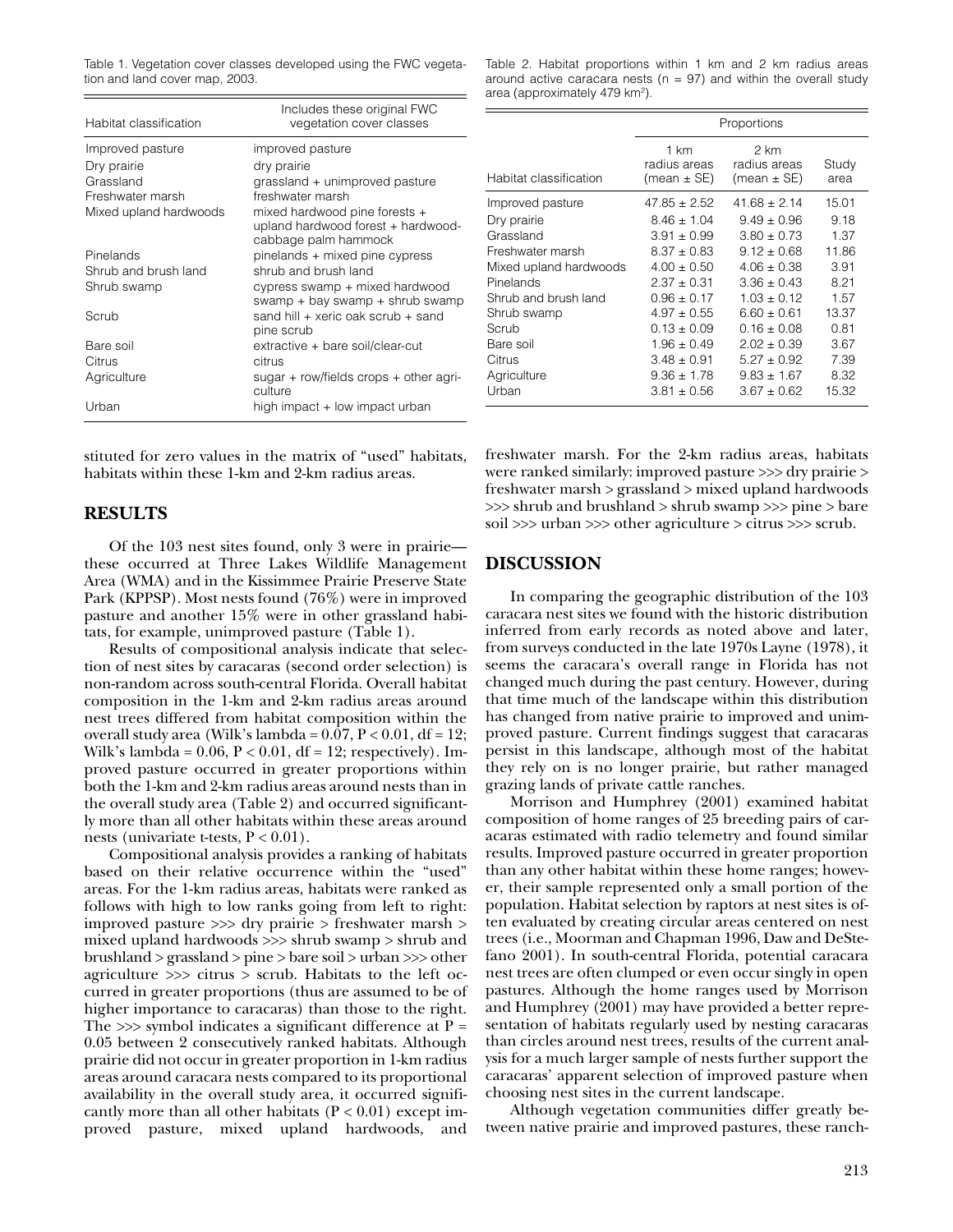Table 1. Vegetation cover classes developed using the FWC vegetation and land cover map, 2003.

| Habitat classification | Includes these original FWC vegetation cover classes |
| --- | --- |
| Improved pasture | improved pasture |
| Dry prairie | dry prairie |
| Grassland | grassland + unimproved pasture |
| Freshwater marsh | freshwater marsh |
| Mixed upland hardwoods | mixed hardwood pine forests + upland hardwood forest + hardwood-cabbage palm hammock |
| Pinelands | pinelands + mixed pine cypress |
| Shrub and brush land | shrub and brush land |
| Shrub swamp | cypress swamp + mixed hardwood swamp + bay swamp + shrub swamp |
| Scrub | sand hill + xeric oak scrub + sand pine scrub |
| Bare soil | extractive + bare soil/clear-cut |
| Citrus | citrus |
| Agriculture | sugar + row/fields crops + other agriculture |
| Urban | high impact + low impact urban |

Table 2. Habitat proportions within 1 km and 2 km radius areas around active caracara nests (n = 97) and within the overall study area (approximately 479 km$^2$).

| | Proportions | | |
| --- | --- | --- | --- |
| Habitat classification | 1 km radius areas (mean ± SE) | 2 km radius areas (mean ± SE) | Study area |
| Improved pasture | 47.85 ± 2.52 | 41.68 ± 2.14 | 15.01 |
| Dry prairie | 8.46 ± 1.04 | 9.49 ± 0.96 | 9.18 |
| Grassland | 3.91 ± 0.99 | 3.80 ± 0.73 | 1.37 |
| Freshwater marsh | 8.37 ± 0.83 | 9.12 ± 0.68 | 11.86 |
| Mixed upland hardwoods | 4.00 ± 0.50 | 4.06 ± 0.38 | 3.91 |
| Pinelands | 2.37 ± 0.31 | 3.36 ± 0.43 | 8.21 |
| Shrub and brush land | 0.96 ± 0.17 | 1.03 ± 0.12 | 1.57 |
| Shrub swamp | 4.97 ± 0.55 | 6.60 ± 0.61 | 13.37 |
| Scrub | 0.13 ± 0.09 | 0.16 ± 0.08 | 0.81 |
| Bare soil | 1.96 ± 0.49 | 2.02 ± 0.39 | 3.67 |
| Citrus | 3.48 ± 0.91 | 5.27 ± 0.92 | 7.39 |
| Agriculture | 9.36 ± 1.78 | 9.83 ± 1.67 | 8.32 |
| Urban | 3.81 ± 0.56 | 3.67 ± 0.62 | 15.32 |

stituted for zero values in the matrix of "used" habitats, habitats within these 1-km and 2-km radius areas.

## RESULTS

Of the 103 nest sites found, only 3 were in prairie—these occurred at Three Lakes Wildlife Management Area (WMA) and in the Kissimmee Prairie Preserve State Park (KPPSP). Most nests found (76%) were in improved pasture and another 15% were in other grassland habitats, for example, unimproved pasture (Table 1).

Results of compositional analysis indicate that selection of nest sites by caracaras (second order selection) is non-random across south-central Florida. Overall habitat composition in the 1-km and 2-km radius areas around nest trees differed from habitat composition within the overall study area (Wilk's lambda = 0.07, $P < 0.01$, df = 12; Wilk's lambda = 0.06, $P < 0.01$, df = 12; respectively). Improved pasture occurred in greater proportions within both the 1-km and 2-km radius areas around nests than in the overall study area (Table 2) and occurred significantly more than all other habitats within these areas around nests (univariate t-tests, $P < 0.01$).

Compositional analysis provides a ranking of habitats based on their relative occurrence within the "used" areas. For the 1-km radius areas, habitats were ranked as follows with high to low ranks going from left to right: improved pasture >>> dry prairie > freshwater marsh > mixed upland hardwoods >>> shrub swamp > shrub and brushland > grassland > pine > bare soil > urban >>> other agriculture >>> citrus > scrub. Habitats to the left occurred in greater proportions (thus are assumed to be of higher importance to caracaras) than those to the right. The >>> symbol indicates a significant difference at $P = 0.05$ between 2 consecutively ranked habitats. Although prairie did not occur in greater proportion in 1-km radius areas around caracara nests compared to its proportional availability in the overall study area, it occurred significantly more than all other habitats ($P < 0.01$) except improved pasture, mixed upland hardwoods, and freshwater marsh. For the 2-km radius areas, habitats were ranked similarly: improved pasture >>> dry prairie > freshwater marsh > grassland > mixed upland hardwoods >>> shrub and brushland > shrub swamp >>> pine > bare soil >>> urban >>> other agriculture > citrus >>> scrub.

## DISCUSSION

In comparing the geographic distribution of the 103 caracara nest sites we found with the historic distribution inferred from early records as noted above and later, from surveys conducted in the late 1970s Layne (1978), it seems the caracara's overall range in Florida has not changed much during the past century. However, during that time much of the landscape within this distribution has changed from native prairie to improved and unimproved pasture. Current findings suggest that caracaras persist in this landscape, although most of the habitat they rely on is no longer prairie, but rather managed grazing lands of private cattle ranches.

Morrison and Humphrey (2001) examined habitat composition of home ranges of 25 breeding pairs of caracaras estimated with radio telemetry and found similar results. Improved pasture occurred in greater proportion than any other habitat within these home ranges; however, their sample represented only a small portion of the population. Habitat selection by raptors at nest sites is often evaluated by creating circular areas centered on nest trees (i.e., Moorman and Chapman 1996, Daw and DeStefano 2001). In south-central Florida, potential caracara nest trees are often clumped or even occur singly in open pastures. Although the home ranges used by Morrison and Humphrey (2001) may have provided a better representation of habitats regularly used by nesting caracaras than circles around nest trees, results of the current analysis for a much larger sample of nests further support the caracaras' apparent selection of improved pasture when choosing nest sites in the current landscape.

Although vegetation communities differ greatly between native prairie and improved pastures, these ranch-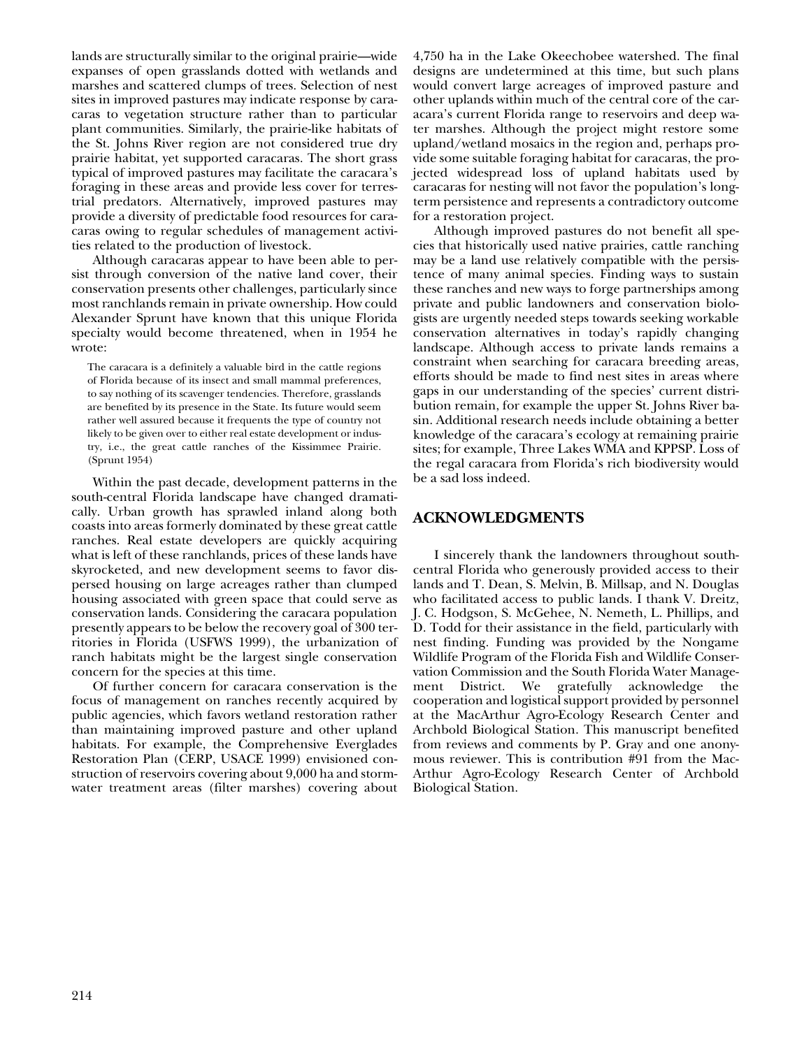lands are structurally similar to the original prairie—wide expanses of open grasslands dotted with wetlands and marshes and scattered clumps of trees. Selection of nest sites in improved pastures may indicate response by caracaras to vegetation structure rather than to particular plant communities. Similarly, the prairie-like habitats of the St. Johns River region are not considered true dry prairie habitat, yet supported caracaras. The short grass typical of improved pastures may facilitate the caracara's foraging in these areas and provide less cover for terrestrial predators. Alternatively, improved pastures may provide a diversity of predictable food resources for caracaras owing to regular schedules of management activities related to the production of livestock.

Although caracaras appear to have been able to persist through conversion of the native land cover, their conservation presents other challenges, particularly since most ranchlands remain in private ownership. How could Alexander Sprunt have known that this unique Florida specialty would become threatened, when in 1954 he wrote:

> The caracara is a definitely a valuable bird in the cattle regions of Florida because of its insect and small mammal preferences, to say nothing of its scavenger tendencies. Therefore, grasslands are benefited by its presence in the State. Its future would seem rather well assured because it frequents the type of country not likely to be given over to either real estate development or industry, i.e., the great cattle ranches of the Kissimmee Prairie. (Sprunt 1954)

Within the past decade, development patterns in the south-central Florida landscape have changed dramatically. Urban growth has sprawled inland along both coasts into areas formerly dominated by these great cattle ranches. Real estate developers are quickly acquiring what is left of these ranchlands, prices of these lands have skyrocketed, and new development seems to favor dispersed housing on large acreages rather than clumped housing associated with green space that could serve as conservation lands. Considering the caracara population presently appears to be below the recovery goal of 300 territories in Florida (USFWS 1999), the urbanization of ranch habitats might be the largest single conservation concern for the species at this time.

Of further concern for caracara conservation is the focus of management on ranches recently acquired by public agencies, which favors wetland restoration rather than maintaining improved pasture and other upland habitats. For example, the Comprehensive Everglades Restoration Plan (CERP, USACE 1999) envisioned construction of reservoirs covering about 9,000 ha and stormwater treatment areas (filter marshes) covering about 4,750 ha in the Lake Okeechobee watershed. The final designs are undetermined at this time, but such plans would convert large acreages of improved pasture and other uplands within much of the central core of the caracara's current Florida range to reservoirs and deep water marshes. Although the project might restore some upland/wetland mosaics in the region and, perhaps provide some suitable foraging habitat for caracaras, the projected widespread loss of upland habitats used by caracaras for nesting will not favor the population's long-term persistence and represents a contradictory outcome for a restoration project.

Although improved pastures do not benefit all species that historically used native prairies, cattle ranching may be a land use relatively compatible with the persistence of many animal species. Finding ways to sustain these ranches and new ways to forge partnerships among private and public landowners and conservation biologists are urgently needed steps towards seeking workable conservation alternatives in today's rapidly changing landscape. Although access to private lands remains a constraint when searching for caracara breeding areas, efforts should be made to find nest sites in areas where gaps in our understanding of the species' current distribution remain, for example the upper St. Johns River basin. Additional research needs include obtaining a better knowledge of the caracara's ecology at remaining prairie sites; for example, Three Lakes WMA and KPPSP. Loss of the regal caracara from Florida's rich biodiversity would be a sad loss indeed.

## ACKNOWLEDGMENTS

I sincerely thank the landowners throughout south-central Florida who generously provided access to their lands and T. Dean, S. Melvin, B. Millsap, and N. Douglas who facilitated access to public lands. I thank V. Dreitz, J. C. Hodgson, S. McGehee, N. Nemeth, L. Phillips, and D. Todd for their assistance in the field, particularly with nest finding. Funding was provided by the Nongame Wildlife Program of the Florida Fish and Wildlife Conservation Commission and the South Florida Water Management District. We gratefully acknowledge the cooperation and logistical support provided by personnel at the MacArthur Agro-Ecology Research Center and Archbold Biological Station. This manuscript benefited from reviews and comments by P. Gray and one anonymous reviewer. This is contribution #91 from the MacArthur Agro-Ecology Research Center of Archbold Biological Station.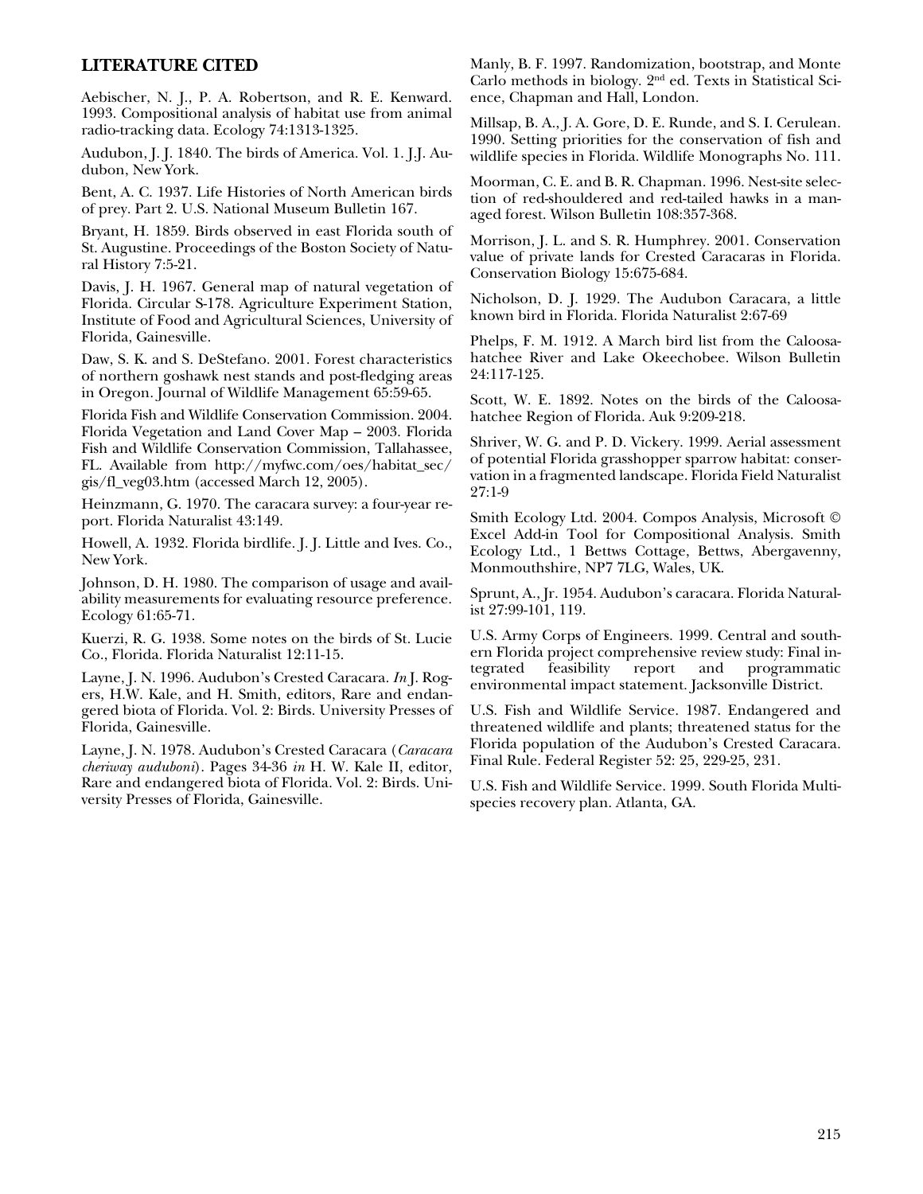## LITERATURE CITED

Aebischer, N. J., P. A. Robertson, and R. E. Kenward. 1993. Compositional analysis of habitat use from animal radio-tracking data. Ecology 74:1313-1325.

Audubon, J. J. 1840. The birds of America. Vol. 1. J.J. Audubon, New York.

Bent, A. C. 1937. Life Histories of North American birds of prey. Part 2. U.S. National Museum Bulletin 167.

Bryant, H. 1859. Birds observed in east Florida south of St. Augustine. Proceedings of the Boston Society of Natural History 7:5-21.

Davis, J. H. 1967. General map of natural vegetation of Florida. Circular S-178. Agriculture Experiment Station, Institute of Food and Agricultural Sciences, University of Florida, Gainesville.

Daw, S. K. and S. DeStefano. 2001. Forest characteristics of northern goshawk nest stands and post-fledging areas in Oregon. Journal of Wildlife Management 65:59-65.

Florida Fish and Wildlife Conservation Commission. 2004. Florida Vegetation and Land Cover Map – 2003. Florida Fish and Wildlife Conservation Commission, Tallahassee, FL. Available from http://myfwc.com/oes/habitat_sec/gis/fl_veg03.htm (accessed March 12, 2005).

Heinzmann, G. 1970. The caracara survey: a four-year report. Florida Naturalist 43:149.

Howell, A. 1932. Florida birdlife. J. J. Little and Ives. Co., New York.

Johnson, D. H. 1980. The comparison of usage and availability measurements for evaluating resource preference. Ecology 61:65-71.

Kuerzi, R. G. 1938. Some notes on the birds of St. Lucie Co., Florida. Florida Naturalist 12:11-15.

Layne, J. N. 1996. Audubon's Crested Caracara. *In* J. Rogers, H.W. Kale, and H. Smith, editors, Rare and endangered biota of Florida. Vol. 2: Birds. University Presses of Florida, Gainesville.

Layne, J. N. 1978. Audubon's Crested Caracara (*Caracara cheriway auduboni*). Pages 34-36 *in* H. W. Kale II, editor, Rare and endangered biota of Florida. Vol. 2: Birds. University Presses of Florida, Gainesville.

Manly, B. F. 1997. Randomization, bootstrap, and Monte Carlo methods in biology. 2nd ed. Texts in Statistical Science, Chapman and Hall, London.

Millsap, B. A., J. A. Gore, D. E. Runde, and S. I. Cerulean. 1990. Setting priorities for the conservation of fish and wildlife species in Florida. Wildlife Monographs No. 111.

Moorman, C. E. and B. R. Chapman. 1996. Nest-site selection of red-shouldered and red-tailed hawks in a managed forest. Wilson Bulletin 108:357-368.

Morrison, J. L. and S. R. Humphrey. 2001. Conservation value of private lands for Crested Caracaras in Florida. Conservation Biology 15:675-684.

Nicholson, D. J. 1929. The Audubon Caracara, a little known bird in Florida. Florida Naturalist 2:67-69

Phelps, F. M. 1912. A March bird list from the Caloosahatchee River and Lake Okeechobee. Wilson Bulletin 24:117-125.

Scott, W. E. 1892. Notes on the birds of the Caloosahatchee Region of Florida. Auk 9:209-218.

Shriver, W. G. and P. D. Vickery. 1999. Aerial assessment of potential Florida grasshopper sparrow habitat: conservation in a fragmented landscape. Florida Field Naturalist 27:1-9

Smith Ecology Ltd. 2004. Compos Analysis, Microsoft © Excel Add-in Tool for Compositional Analysis. Smith Ecology Ltd., 1 Bettws Cottage, Bettws, Abergavenny, Monmouthshire, NP7 7LG, Wales, UK.

Sprunt, A., Jr. 1954. Audubon's caracara. Florida Naturalist 27:99-101, 119.

U.S. Army Corps of Engineers. 1999. Central and southern Florida project comprehensive review study: Final integrated feasibility report and programmatic environmental impact statement. Jacksonville District.

U.S. Fish and Wildlife Service. 1987. Endangered and threatened wildlife and plants; threatened status for the Florida population of the Audubon's Crested Caracara. Final Rule. Federal Register 52: 25, 229-25, 231.

U.S. Fish and Wildlife Service. 1999. South Florida Multi-species recovery plan. Atlanta, GA.